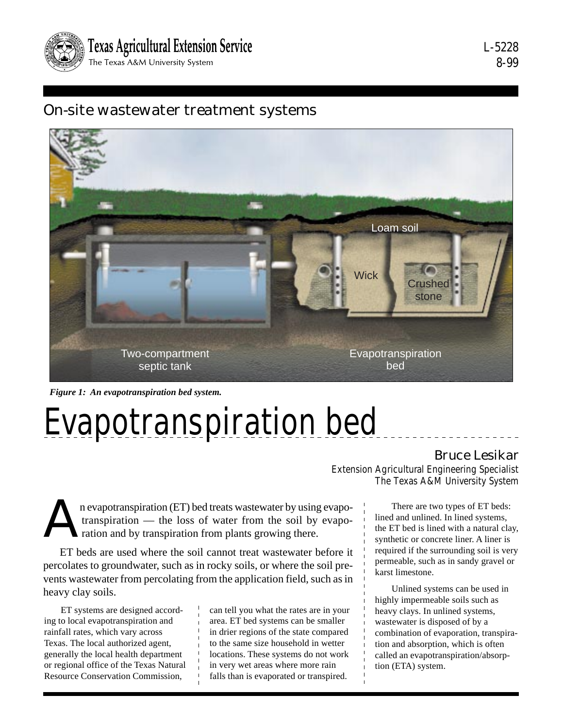Texas Agricultural Extension Service
The Texas A&M University System

L-5228
8-99

## On-site wastewater treatment systems

Loam soil

Wick

Crushed stone

Two-compartment septic tank

Evapotranspiration bed

*Figure 1: An evapotranspiration bed system.*

# Evapotranspiration bed

**Bruce Lesikar**
*Extension Agricultural Engineering Specialist*
*The Texas A&M University System*

An evapotranspiration (ET) bed treats wastewater by using evapotranspiration — the loss of water from the soil by evaporation and by transpiration from plants growing there.

ET beds are used where the soil cannot treat wastewater before it percolates to groundwater, such as in rocky soils, or where the soil prevents wastewater from percolating from the application field, such as in heavy clay soils.

ET systems are designed according to local evapotranspiration and rainfall rates, which vary across Texas. The local authorized agent, generally the local health department or regional office of the Texas Natural Resource Conservation Commission, can tell you what the rates are in your area. ET bed systems can be smaller in drier regions of the state compared to the same size household in wetter locations. These systems do not work in very wet areas where more rain falls than is evaporated or transpired.

There are two types of ET beds: lined and unlined. In lined systems, the ET bed is lined with a natural clay, synthetic or concrete liner. A liner is required if the surrounding soil is very permeable, such as in sandy gravel or karst limestone.

Unlined systems can be used in highly impermeable soils such as heavy clays. In unlined systems, wastewater is disposed of by a combination of evaporation, transpiration and absorption, which is often called an evapotranspiration/absorption (ETA) system.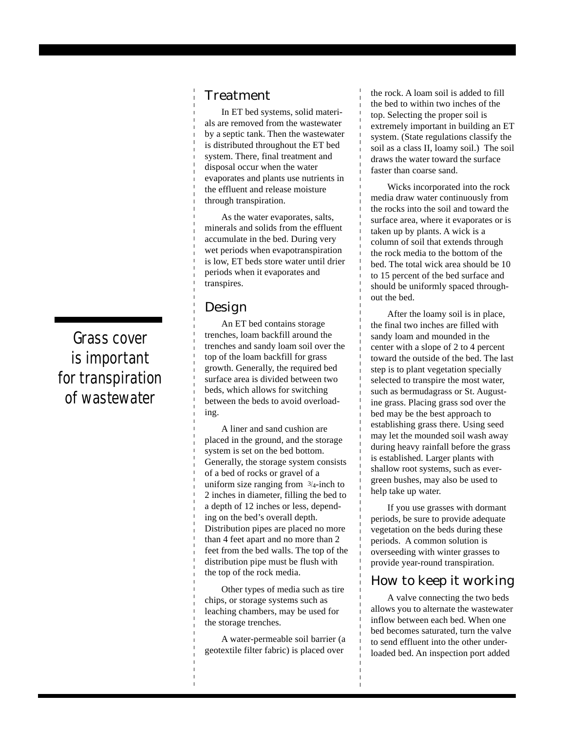## Treatment

In ET bed systems, solid materials are removed from the wastewater by a septic tank. Then the wastewater is distributed throughout the ET bed system. There, final treatment and disposal occur when the water evaporates and plants use nutrients in the effluent and release moisture through transpiration.

As the water evaporates, salts, minerals and solids from the effluent accumulate in the bed. During very wet periods when evapotranspiration is low, ET beds store water until drier periods when it evaporates and transpires.

## Design

An ET bed contains storage trenches, loam backfill around the trenches and sandy loam soil over the top of the loam backfill for grass growth. Generally, the required bed surface area is divided between two beds, which allows for switching between the beds to avoid overloading.

A liner and sand cushion are placed in the ground, and the storage system is set on the bed bottom. Generally, the storage system consists of a bed of rocks or gravel of a uniform size ranging from 3/4-inch to 2 inches in diameter, filling the bed to a depth of 12 inches or less, depending on the bed's overall depth. Distribution pipes are placed no more than 4 feet apart and no more than 2 feet from the bed walls. The top of the distribution pipe must be flush with the top of the rock media.

Other types of media such as tire chips, or storage systems such as leaching chambers, may be used for the storage trenches.

A water-permeable soil barrier (a geotextile filter fabric) is placed over the rock. A loam soil is added to fill the bed to within two inches of the top. Selecting the proper soil is extremely important in building an ET system. (State regulations classify the soil as a class II, loamy soil.) The soil draws the water toward the surface faster than coarse sand.

Wicks incorporated into the rock media draw water continuously from the rocks into the soil and toward the surface area, where it evaporates or is taken up by plants. A wick is a column of soil that extends through the rock media to the bottom of the bed. The total wick area should be 10 to 15 percent of the bed surface and should be uniformly spaced throughout the bed.

After the loamy soil is in place, the final two inches are filled with sandy loam and mounded in the center with a slope of 2 to 4 percent toward the outside of the bed. The last step is to plant vegetation specially selected to transpire the most water, such as bermudagrass or St. Augustine grass. Placing grass sod over the bed may be the best approach to establishing grass there. Using seed may let the mounded soil wash away during heavy rainfall before the grass is established. Larger plants with shallow root systems, such as evergreen bushes, may also be used to help take up water.

If you use grasses with dormant periods, be sure to provide adequate vegetation on the beds during these periods. A common solution is overseeding with winter grasses to provide year-round transpiration.

*Grass cover is important for transpiration of wastewater*

## How to keep it working

A valve connecting the two beds allows you to alternate the wastewater inflow between each bed. When one bed becomes saturated, turn the valve to send effluent into the other underloaded bed. An inspection port added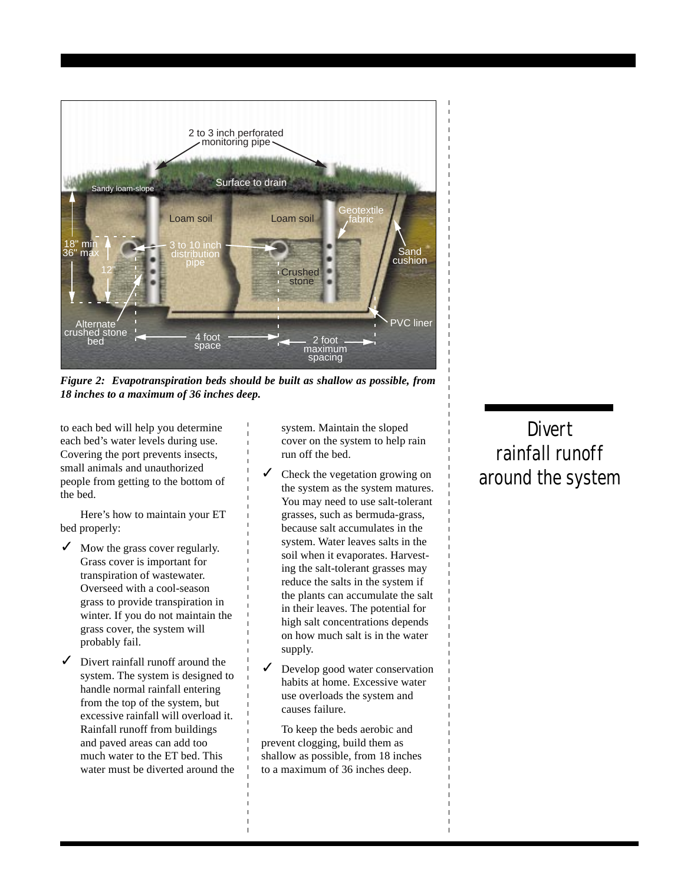*Figure 2: Evapotranspiration beds should be built as shallow as possible, from 18 inches to a maximum of 36 inches deep.*

to each bed will help you determine each bed's water levels during use. Covering the port prevents insects, small animals and unauthorized people from getting to the bottom of the bed.

Here's how to maintain your ET bed properly:

- ✓ Mow the grass cover regularly. Grass cover is important for transpiration of wastewater. Overseed with a cool-season grass to provide transpiration in winter. If you do not maintain the grass cover, the system will probably fail.
- ✓ Divert rainfall runoff around the system. The system is designed to handle normal rainfall entering from the top of the system, but excessive rainfall will overload it. Rainfall runoff from buildings and paved areas can add too much water to the ET bed. This water must be diverted around the system. Maintain the sloped cover on the system to help rain run off the bed.
- ✓ Check the vegetation growing on the system as the system matures. You may need to use salt-tolerant grasses, such as bermuda-grass, because salt accumulates in the system. Water leaves salts in the soil when it evaporates. Harvesting the salt-tolerant grasses may reduce the salts in the system if the plants can accumulate the salt in their leaves. The potential for high salt concentrations depends on how much salt is in the water supply.
- ✓ Develop good water conservation habits at home. Excessive water use overloads the system and causes failure.

To keep the beds aerobic and prevent clogging, build them as shallow as possible, from 18 inches to a maximum of 36 inches deep.

## Divert rainfall runoff around the system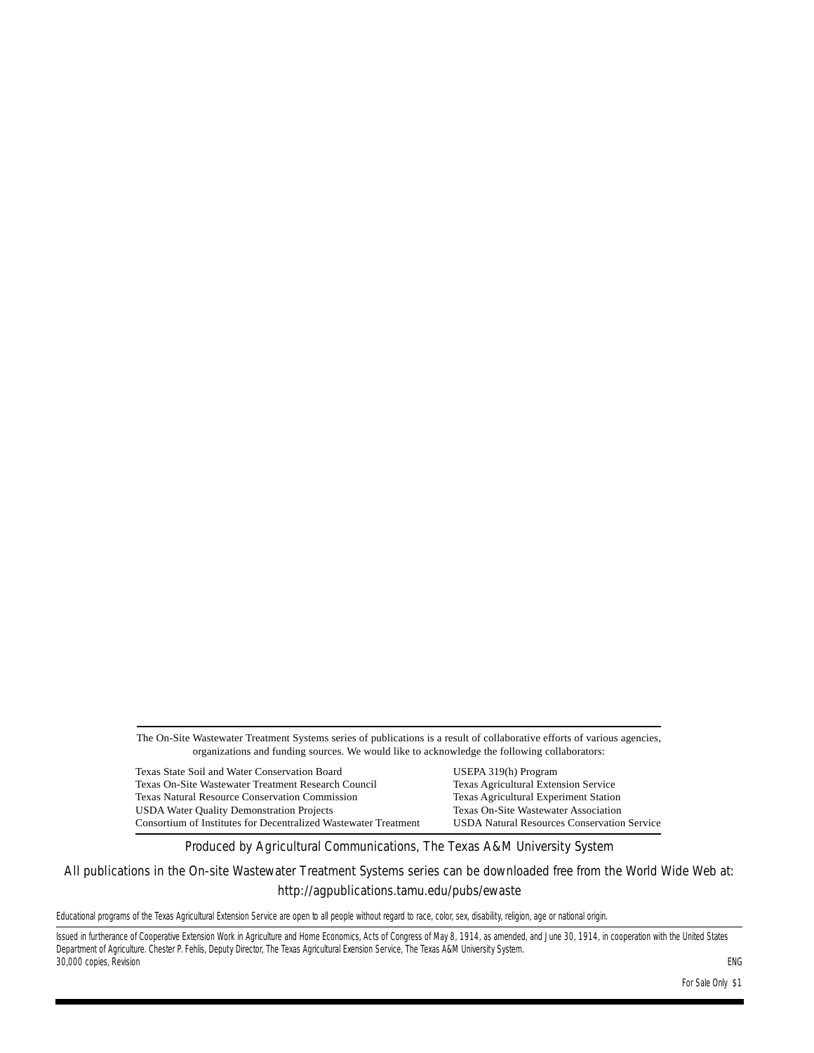The On-Site Wastewater Treatment Systems series of publications is a result of collaborative efforts of various agencies, organizations and funding sources. We would like to acknowledge the following collaborators:

Texas State Soil and Water Conservation Board
Texas On-Site Wastewater Treatment Research Council
Texas Natural Resource Conservation Commission
USDA Water Quality Demonstration Projects
Consortium of Institutes for Decentralized Wastewater Treatment
USEPA 319(h) Program
Texas Agricultural Extension Service
Texas Agricultural Experiment Station
Texas On-Site Wastewater Association
USDA Natural Resources Conservation Service

Produced by Agricultural Communications, The Texas A&M University System

All publications in the On-site Wastewater Treatment Systems series can be downloaded free from the World Wide Web at: http://agpublications.tamu.edu/pubs/ewaste

Educational programs of the Texas Agricultural Extension Service are open to all people without regard to race, color, sex, disability, religion, age or national origin.

Issued in furtherance of Cooperative Extension Work in Agriculture and Home Economics, Acts of Congress of May 8, 1914, as amended, and June 30, 1914, in cooperation with the United States Department of Agriculture. Chester P. Fehlis, Deputy Director, The Texas Agricultural Exension Service, The Texas A&M University System.
30,000 copies, Revision

ENG

For Sale Only $1